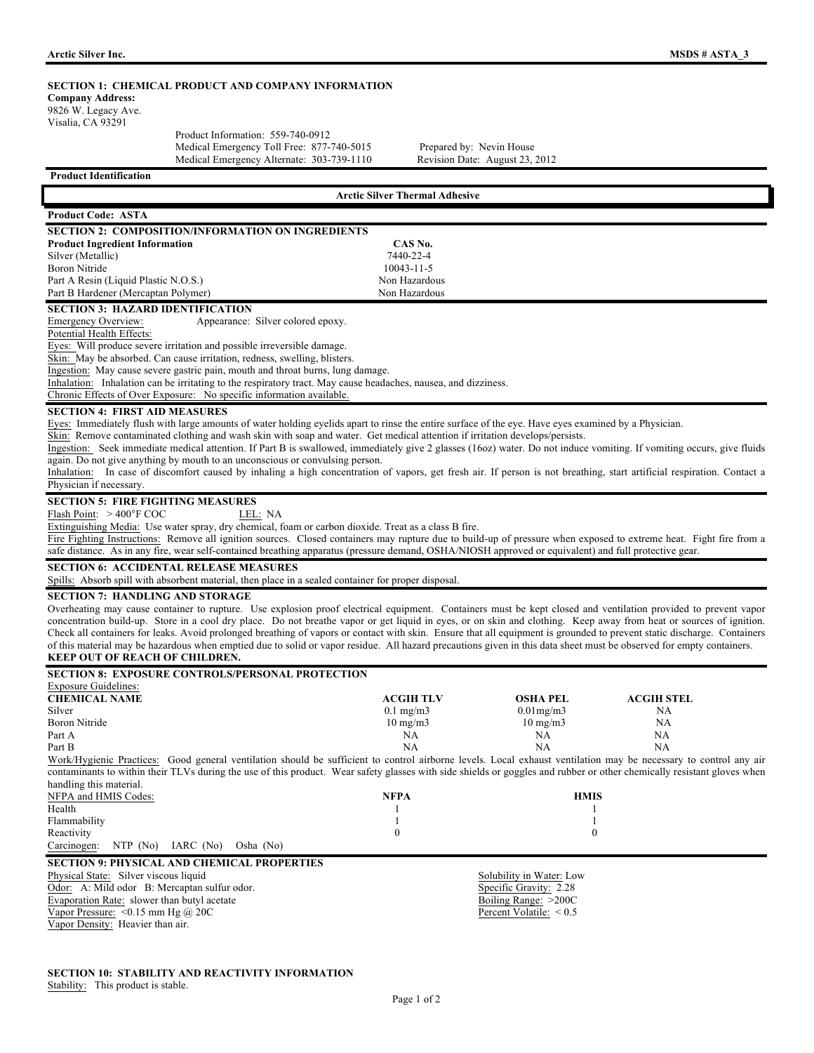## SECTION 1: CHEMICAL PRODUCT AND COMPANY INFORMATION

**Company Address:**
9826 W. Legacy Ave.
Visalia, CA 93291

Product Information: 559-740-0912
Medical Emergency Toll Free: 877-740-5015
Medical Emergency Alternate: 303-739-1110

Prepared by: Nevin House
Revision Date: August 23, 2012

**Product Identification**

**Arctic Silver Thermal Adhesive**

**Product Code: ASTA**

## SECTION 2: COMPOSITION/INFORMATION ON INGREDIENTS

| Product Ingredient Information | CAS No. |
|---|---|
| Silver (Metallic) | 7440-22-4 |
| Boron Nitride | 10043-11-5 |
| Part A Resin (Liquid Plastic N.O.S.) | Non Hazardous |
| Part B Hardener (Mercaptan Polymer) | Non Hazardous |

## SECTION 3: HAZARD IDENTIFICATION

Emergency Overview: Appearance: Silver colored epoxy.

Potential Health Effects:

Eyes: Will produce severe irritation and possible irreversible damage.

Skin: May be absorbed. Can cause irritation, redness, swelling, blisters.

Ingestion: May cause severe gastric pain, mouth and throat burns, lung damage.

Inhalation: Inhalation can be irritating to the respiratory tract. May cause headaches, nausea, and dizziness.

Chronic Effects of Over Exposure: No specific information available.

## SECTION 4: FIRST AID MEASURES

Eyes: Immediately flush with large amounts of water holding eyelids apart to rinse the entire surface of the eye. Have eyes examined by a Physician.

Skin: Remove contaminated clothing and wash skin with soap and water. Get medical attention if irritation develops/persists.

Ingestion: Seek immediate medical attention. If Part B is swallowed, immediately give 2 glasses (16oz) water. Do not induce vomiting. If vomiting occurs, give fluids again. Do not give anything by mouth to an unconscious or convulsing person.

Inhalation: In case of discomfort caused by inhaling a high concentration of vapors, get fresh air. If person is not breathing, start artificial respiration. Contact a Physician if necessary.

## SECTION 5: FIRE FIGHTING MEASURES

Flash Point: > 400°F COC LEL: NA

Extinguishing Media: Use water spray, dry chemical, foam or carbon dioxide. Treat as a class B fire.

Fire Fighting Instructions: Remove all ignition sources. Closed containers may rupture due to build-up of pressure when exposed to extreme heat. Fight fire from a safe distance. As in any fire, wear self-contained breathing apparatus (pressure demand, OSHA/NIOSH approved or equivalent) and full protective gear.

## SECTION 6: ACCIDENTAL RELEASE MEASURES

Spills: Absorb spill with absorbent material, then place in a sealed container for proper disposal.

## SECTION 7: HANDLING AND STORAGE

Overheating may cause container to rupture. Use explosion proof electrical equipment. Containers must be kept closed and ventilation provided to prevent vapor concentration build-up. Store in a cool dry place. Do not breathe vapor or get liquid in eyes, or on skin and clothing. Keep away from heat or sources of ignition. Check all containers for leaks. Avoid prolonged breathing of vapors or contact with skin. Ensure that all equipment is grounded to prevent static discharge. Containers of this material may be hazardous when emptied due to solid or vapor residue. All hazard precautions given in this data sheet must be observed for empty containers.

**KEEP OUT OF REACH OF CHILDREN.**

## SECTION 8: EXPOSURE CONTROLS/PERSONAL PROTECTION

Exposure Guidelines:

| CHEMICAL NAME | ACGIH TLV | OSHA PEL | ACGIH STEL |
|---|---|---|---|
| Silver | 0.1 mg/m3 | 0.01mg/m3 | NA |
| Boron Nitride | 10 mg/m3 | 10 mg/m3 | NA |
| Part A | NA | NA | NA |
| Part B | NA | NA | NA |

Work/Hygienic Practices: Good general ventilation should be sufficient to control airborne levels. Local exhaust ventilation may be necessary to control any air contaminants to within their TLVs during the use of this product. Wear safety glasses with side shields or goggles and rubber or other chemically resistant gloves when handling this material.

| NFPA and HMIS Codes: | NFPA | HMIS |
|---|---|---|
| Health | 1 | 1 |
| Flammability | 1 | 1 |
| Reactivity | 0 | 0 |

Carcinogen: NTP (No) IARC (No) Osha (No)

## SECTION 9: PHYSICAL AND CHEMICAL PROPERTIES

Physical State: Silver viscous liquid

Odor: A: Mild odor B: Mercaptan sulfur odor.

Evaporation Rate: slower than butyl acetate

Vapor Pressure: <0.15 mm Hg @ 20C

Vapor Density: Heavier than air.

Solubility in Water: Low

Specific Gravity: 2.28

Boiling Range: >200C

Percent Volatile: < 0.5

## SECTION 10: STABILITY AND REACTIVITY INFORMATION

Stability: This product is stable.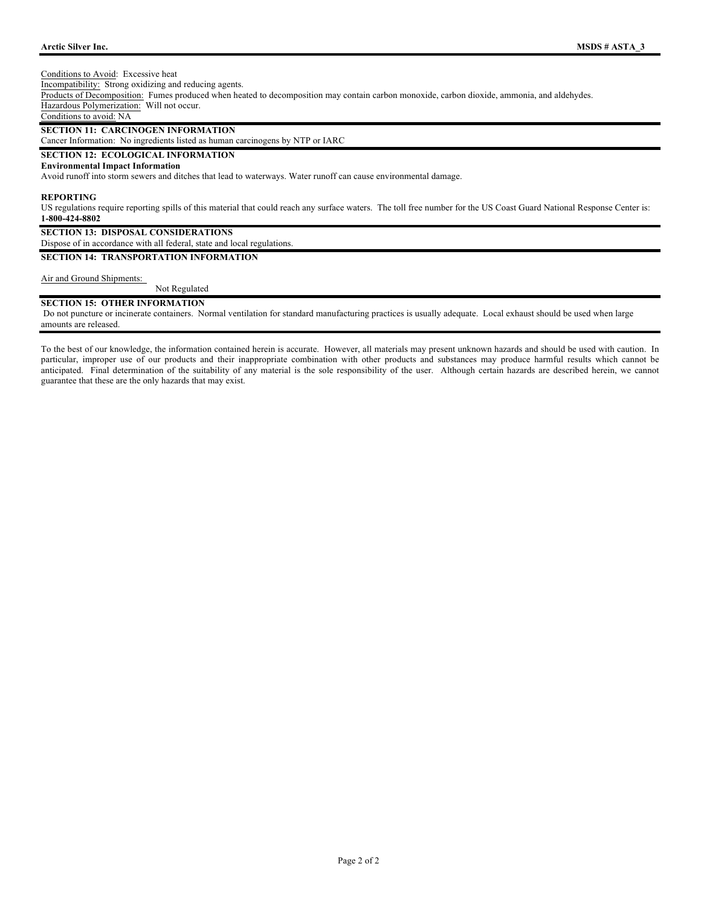Conditions to Avoid: Excessive heat

Incompatibility: Strong oxidizing and reducing agents.

Products of Decomposition: Fumes produced when heated to decomposition may contain carbon monoxide, carbon dioxide, ammonia, and aldehydes.

Hazardous Polymerization: Will not occur.

Conditions to avoid: NA

## SECTION 11: CARCINOGEN INFORMATION

Cancer Information: No ingredients listed as human carcinogens by NTP or IARC

## SECTION 12: ECOLOGICAL INFORMATION

**Environmental Impact Information**

Avoid runoff into storm sewers and ditches that lead to waterways. Water runoff can cause environmental damage.

**REPORTING**

US regulations require reporting spills of this material that could reach any surface waters. The toll free number for the US Coast Guard National Response Center is: **1-800-424-8802**

## SECTION 13: DISPOSAL CONSIDERATIONS

Dispose of in accordance with all federal, state and local regulations.

## SECTION 14: TRANSPORTATION INFORMATION

Air and Ground Shipments:

Not Regulated

## SECTION 15: OTHER INFORMATION

Do not puncture or incinerate containers. Normal ventilation for standard manufacturing practices is usually adequate. Local exhaust should be used when large amounts are released.

To the best of our knowledge, the information contained herein is accurate. However, all materials may present unknown hazards and should be used with caution. In particular, improper use of our products and their inappropriate combination with other products and substances may produce harmful results which cannot be anticipated. Final determination of the suitability of any material is the sole responsibility of the user. Although certain hazards are described herein, we cannot guarantee that these are the only hazards that may exist.